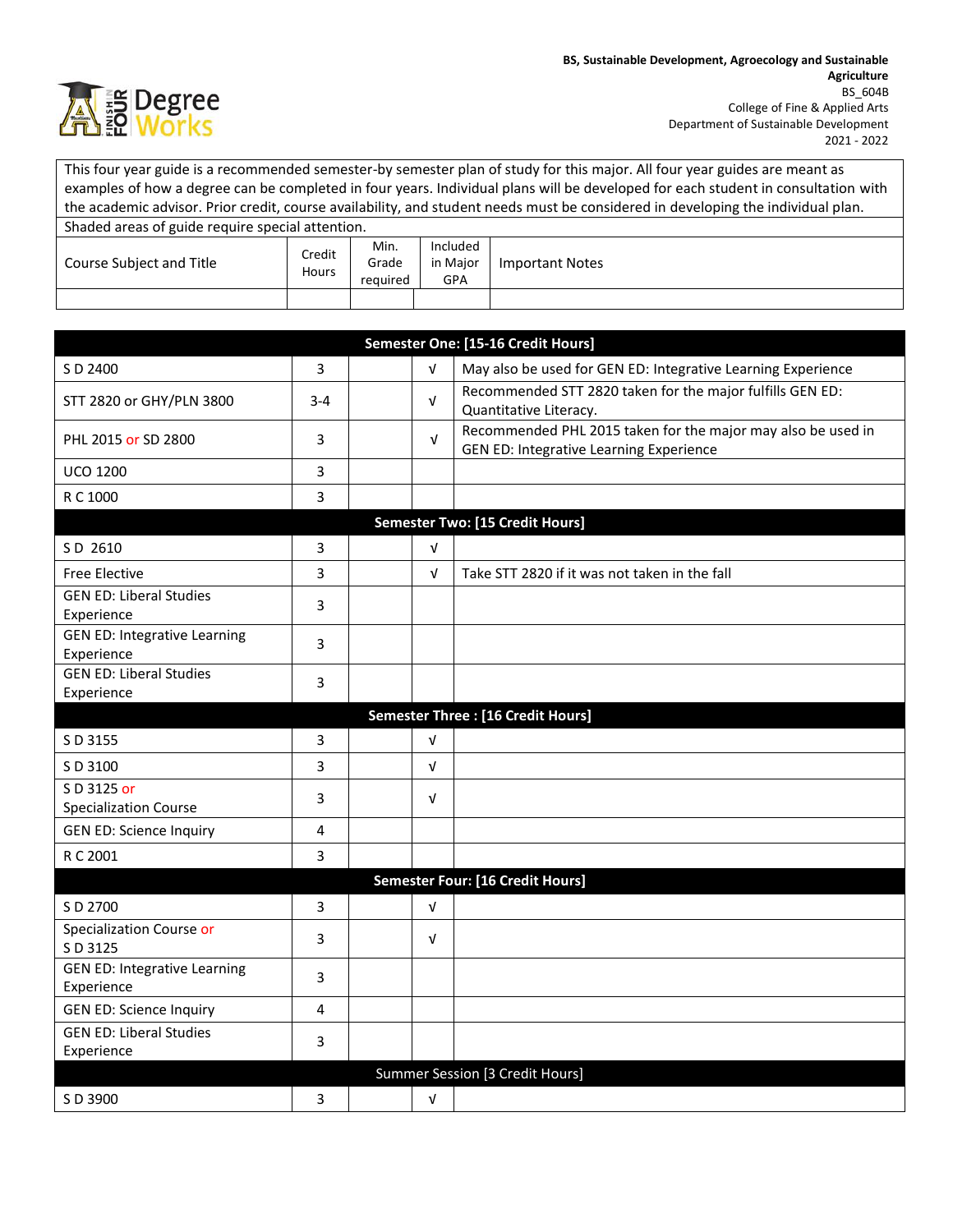**BS, Sustainable Development, Agroecology and Sustainable Agriculture**
BS_604B
College of Fine & Applied Arts
Department of Sustainable Development
2021 - 2022

| This four year guide is a recommended semester-by semester plan of study for this major. All four year guides are meant as examples of how a degree can be completed in four years. Individual plans will be developed for each student in consultation with the academic advisor. Prior credit, course availability, and student needs must be considered in developing the individual plan. | | | | |
|---|---|---|---|---|
| Shaded areas of guide require special attention. | | | | |
| Course Subject and Title | Credit Hours | Min. Grade required | Included in Major GPA | Important Notes |
| | | | | |

| Course Subject and Title | Credit Hours | Min. Grade required | Included in Major GPA | Important Notes |
|---|---|---|---|---|
| **Semester One: [15-16 Credit Hours]** | | | | |
| S D 2400 | 3 | | √ | May also be used for GEN ED: Integrative Learning Experience |
| STT 2820 or GHY/PLN 3800 | 3-4 | | √ | Recommended STT 2820 taken for the major fulfills GEN ED: Quantitative Literacy. |
| PHL 2015 or SD 2800 | 3 | | √ | Recommended PHL 2015 taken for the major may also be used in GEN ED: Integrative Learning Experience |
| UCO 1200 | 3 | | | |
| R C 1000 | 3 | | | |
| **Semester Two: [15 Credit Hours]** | | | | |
| S D 2610 | 3 | | √ | |
| Free Elective | 3 | | √ | Take STT 2820 if it was not taken in the fall |
| GEN ED: Liberal Studies Experience | 3 | | | |
| GEN ED: Integrative Learning Experience | 3 | | | |
| GEN ED: Liberal Studies Experience | 3 | | | |
| **Semester Three : [16 Credit Hours]** | | | | |
| S D 3155 | 3 | | √ | |
| S D 3100 | 3 | | √ | |
| S D 3125 or Specialization Course | 3 | | √ | |
| GEN ED: Science Inquiry | 4 | | | |
| R C 2001 | 3 | | | |
| **Semester Four: [16 Credit Hours]** | | | | |
| S D 2700 | 3 | | √ | |
| Specialization Course or S D 3125 | 3 | | √ | |
| GEN ED: Integrative Learning Experience | 3 | | | |
| GEN ED: Science Inquiry | 4 | | | |
| GEN ED: Liberal Studies Experience | 3 | | | |
| **Summer Session [3 Credit Hours]** | | | | |
| S D 3900 | 3 | | √ | |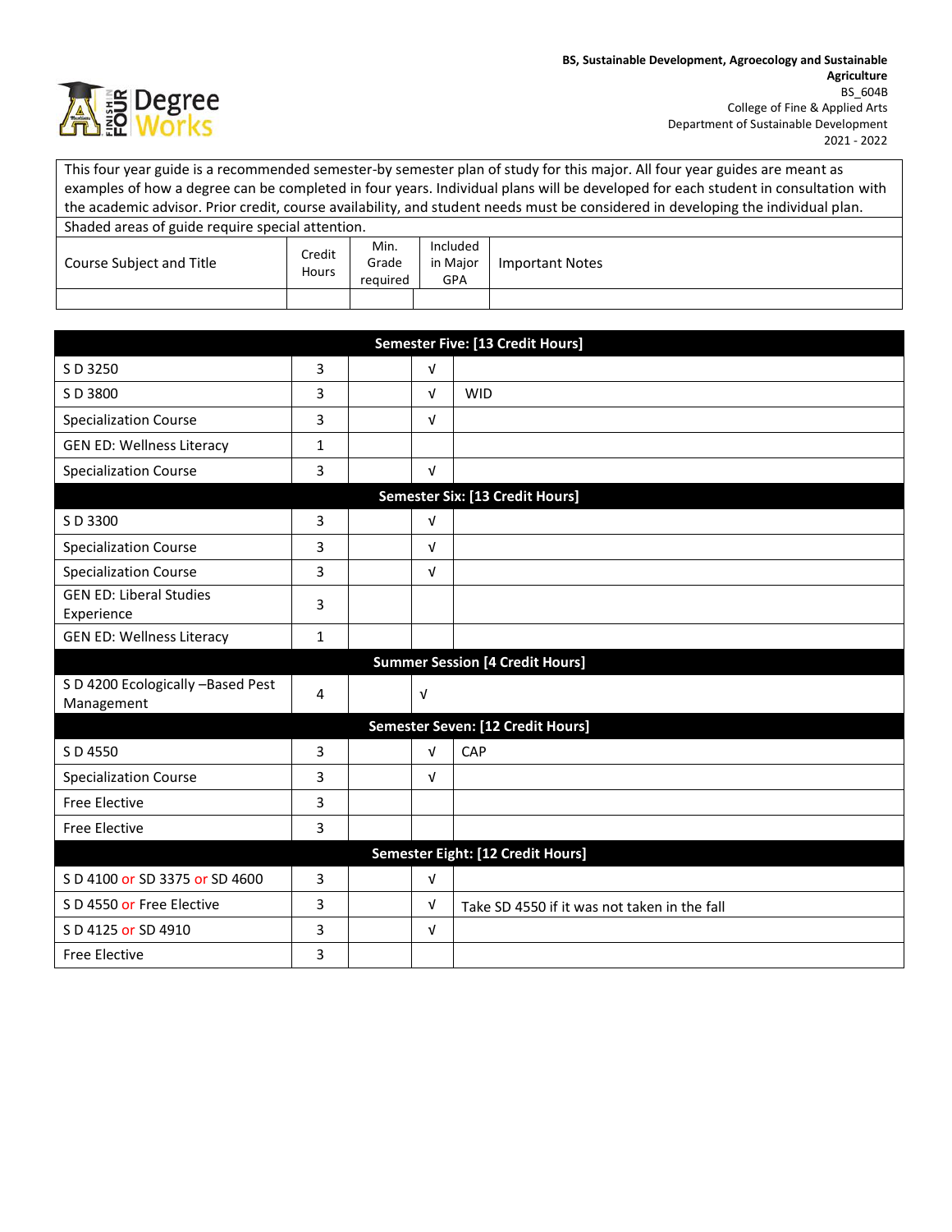**BS, Sustainable Development, Agroecology and Sustainable Agriculture**
BS_604B
College of Fine & Applied Arts
Department of Sustainable Development
2021 - 2022

This four year guide is a recommended semester-by semester plan of study for this major. All four year guides are meant as examples of how a degree can be completed in four years. Individual plans will be developed for each student in consultation with the academic advisor. Prior credit, course availability, and student needs must be considered in developing the individual plan.

Shaded areas of guide require special attention.

| Course Subject and Title | Credit Hours | Min. Grade required | Included in Major GPA | Important Notes |
|---|---|---|---|---|
| | | | | |

| Course Subject and Title | Credit Hours | Min. Grade required | Included in Major GPA | Important Notes |
|---|---|---|---|---|
| **Semester Five: [13 Credit Hours]** | | | | |
| S D 3250 | 3 | | √ | |
| S D 3800 | 3 | | √ | WID |
| Specialization Course | 3 | | √ | |
| GEN ED: Wellness Literacy | 1 | | | |
| Specialization Course | 3 | | √ | |
| **Semester Six: [13 Credit Hours]** | | | | |
| S D 3300 | 3 | | √ | |
| Specialization Course | 3 | | √ | |
| Specialization Course | 3 | | √ | |
| GEN ED: Liberal Studies Experience | 3 | | | |
| GEN ED: Wellness Literacy | 1 | | | |
| **Summer Session [4 Credit Hours]** | | | | |
| S D 4200 Ecologically –Based Pest Management | 4 | | √ | |
| **Semester Seven: [12 Credit Hours]** | | | | |
| S D 4550 | 3 | | √ | CAP |
| Specialization Course | 3 | | √ | |
| Free Elective | 3 | | | |
| Free Elective | 3 | | | |
| **Semester Eight: [12 Credit Hours]** | | | | |
| S D 4100 or SD 3375 or SD 4600 | 3 | | √ | |
| S D 4550 or Free Elective | 3 | | √ | Take SD 4550 if it was not taken in the fall |
| S D 4125 or SD 4910 | 3 | | √ | |
| Free Elective | 3 | | | |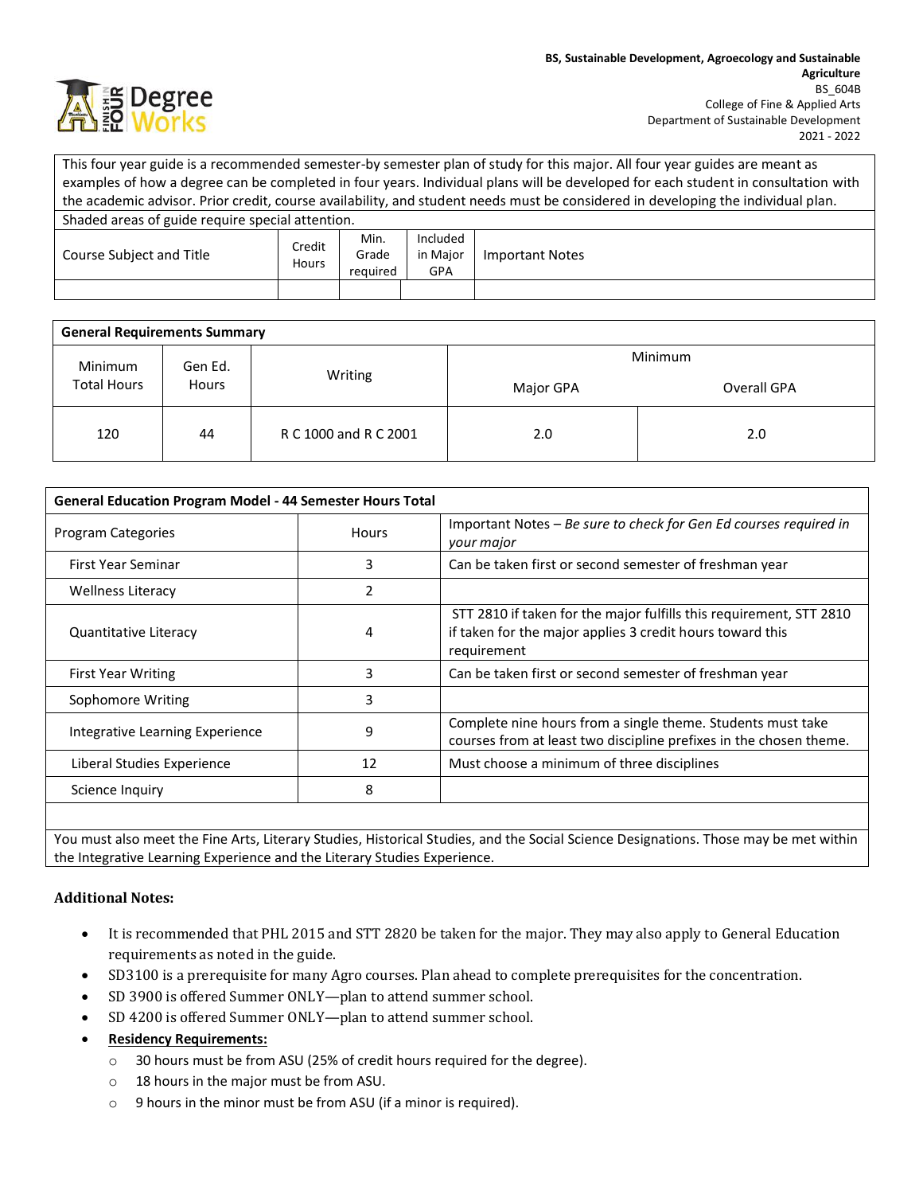**BS, Sustainable Development, Agroecology and Sustainable Agriculture**
BS_604B
College of Fine & Applied Arts
Department of Sustainable Development
2021 - 2022

This four year guide is a recommended semester-by semester plan of study for this major. All four year guides are meant as examples of how a degree can be completed in four years. Individual plans will be developed for each student in consultation with the academic advisor. Prior credit, course availability, and student needs must be considered in developing the individual plan.

Shaded areas of guide require special attention.

| Course Subject and Title | Credit Hours | Min. Grade required | Included in Major GPA | Important Notes |
|---|---|---|---|---|
| | | | | |

**General Requirements Summary**

| Minimum Total Hours | Gen Ed. Hours | Writing | Minimum | |
|---|---|---|---|---|
| | | | Major GPA | Overall GPA |
| 120 | 44 | R C 1000 and R C 2001 | 2.0 | 2.0 |

**General Education Program Model - 44 Semester Hours Total**

| Program Categories | Hours | Important Notes – *Be sure to check for Gen Ed courses required in your major* |
|---|---|---|
| First Year Seminar | 3 | Can be taken first or second semester of freshman year |
| Wellness Literacy | 2 | |
| Quantitative Literacy | 4 | STT 2810 if taken for the major fulfills this requirement, STT 2810 if taken for the major applies 3 credit hours toward this requirement |
| First Year Writing | 3 | Can be taken first or second semester of freshman year |
| Sophomore Writing | 3 | |
| Integrative Learning Experience | 9 | Complete nine hours from a single theme. Students must take courses from at least two discipline prefixes in the chosen theme. |
| Liberal Studies Experience | 12 | Must choose a minimum of three disciplines |
| Science Inquiry | 8 | |

You must also meet the Fine Arts, Literary Studies, Historical Studies, and the Social Science Designations. Those may be met within the Integrative Learning Experience and the Literary Studies Experience.

**Additional Notes:**

- It is recommended that PHL 2015 and STT 2820 be taken for the major. They may also apply to General Education requirements as noted in the guide.
- SD3100 is a prerequisite for many Agro courses. Plan ahead to complete prerequisites for the concentration.
- SD 3900 is offered Summer ONLY—plan to attend summer school.
- SD 4200 is offered Summer ONLY—plan to attend summer school.
- **Residency Requirements:**
  - 30 hours must be from ASU (25% of credit hours required for the degree).
  - 18 hours in the major must be from ASU.
  - 9 hours in the minor must be from ASU (if a minor is required).